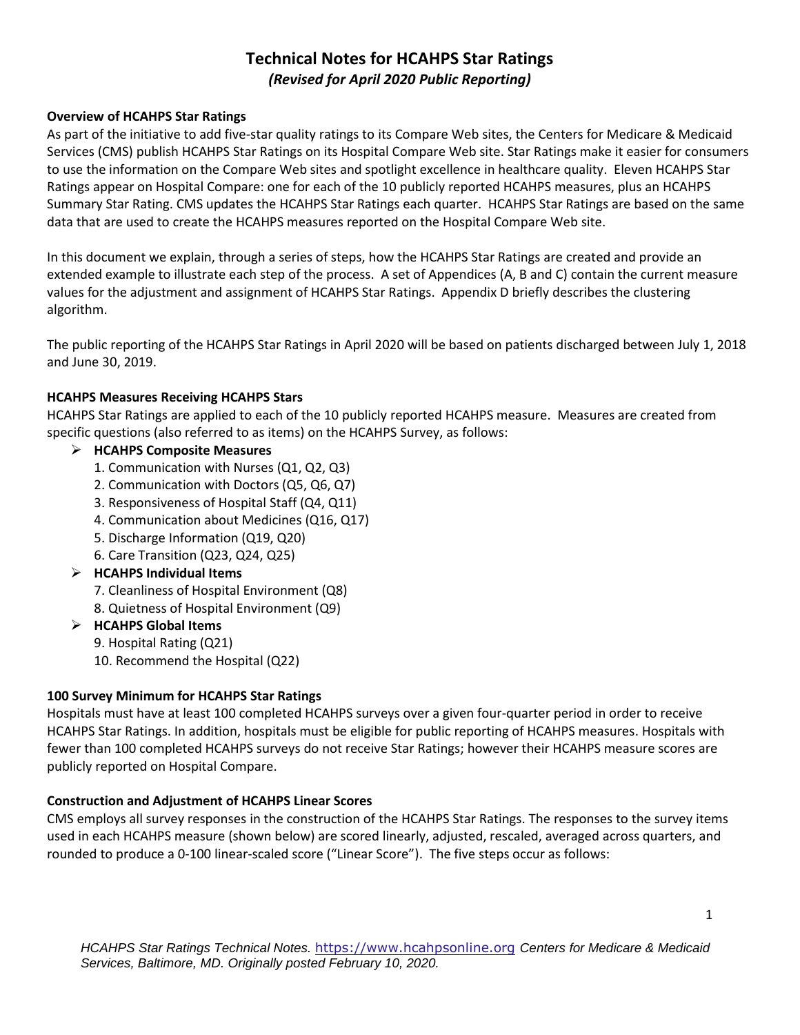# Technical Notes for HCAHPS Star Ratings

***(Revised for April 2020 Public Reporting)***

**Overview of HCAHPS Star Ratings**

As part of the initiative to add five-star quality ratings to its Compare Web sites, the Centers for Medicare & Medicaid Services (CMS) publish HCAHPS Star Ratings on its Hospital Compare Web site. Star Ratings make it easier for consumers to use the information on the Compare Web sites and spotlight excellence in healthcare quality. Eleven HCAHPS Star Ratings appear on Hospital Compare: one for each of the 10 publicly reported HCAHPS measures, plus an HCAHPS Summary Star Rating. CMS updates the HCAHPS Star Ratings each quarter. HCAHPS Star Ratings are based on the same data that are used to create the HCAHPS measures reported on the Hospital Compare Web site.

In this document we explain, through a series of steps, how the HCAHPS Star Ratings are created and provide an extended example to illustrate each step of the process. A set of Appendices (A, B and C) contain the current measure values for the adjustment and assignment of HCAHPS Star Ratings. Appendix D briefly describes the clustering algorithm.

The public reporting of the HCAHPS Star Ratings in April 2020 will be based on patients discharged between July 1, 2018 and June 30, 2019.

**HCAHPS Measures Receiving HCAHPS Stars**

HCAHPS Star Ratings are applied to each of the 10 publicly reported HCAHPS measure. Measures are created from specific questions (also referred to as items) on the HCAHPS Survey, as follows:

- **HCAHPS Composite Measures**
  1. Communication with Nurses (Q1, Q2, Q3)
  2. Communication with Doctors (Q5, Q6, Q7)
  3. Responsiveness of Hospital Staff (Q4, Q11)
  4. Communication about Medicines (Q16, Q17)
  5. Discharge Information (Q19, Q20)
  6. Care Transition (Q23, Q24, Q25)
- **HCAHPS Individual Items**
  7. Cleanliness of Hospital Environment (Q8)
  8. Quietness of Hospital Environment (Q9)
- **HCAHPS Global Items**
  9. Hospital Rating (Q21)
  10. Recommend the Hospital (Q22)

**100 Survey Minimum for HCAHPS Star Ratings**

Hospitals must have at least 100 completed HCAHPS surveys over a given four-quarter period in order to receive HCAHPS Star Ratings. In addition, hospitals must be eligible for public reporting of HCAHPS measures. Hospitals with fewer than 100 completed HCAHPS surveys do not receive Star Ratings; however their HCAHPS measure scores are publicly reported on Hospital Compare.

**Construction and Adjustment of HCAHPS Linear Scores**

CMS employs all survey responses in the construction of the HCAHPS Star Ratings. The responses to the survey items used in each HCAHPS measure (shown below) are scored linearly, adjusted, rescaled, averaged across quarters, and rounded to produce a 0-100 linear-scaled score ("Linear Score"). The five steps occur as follows: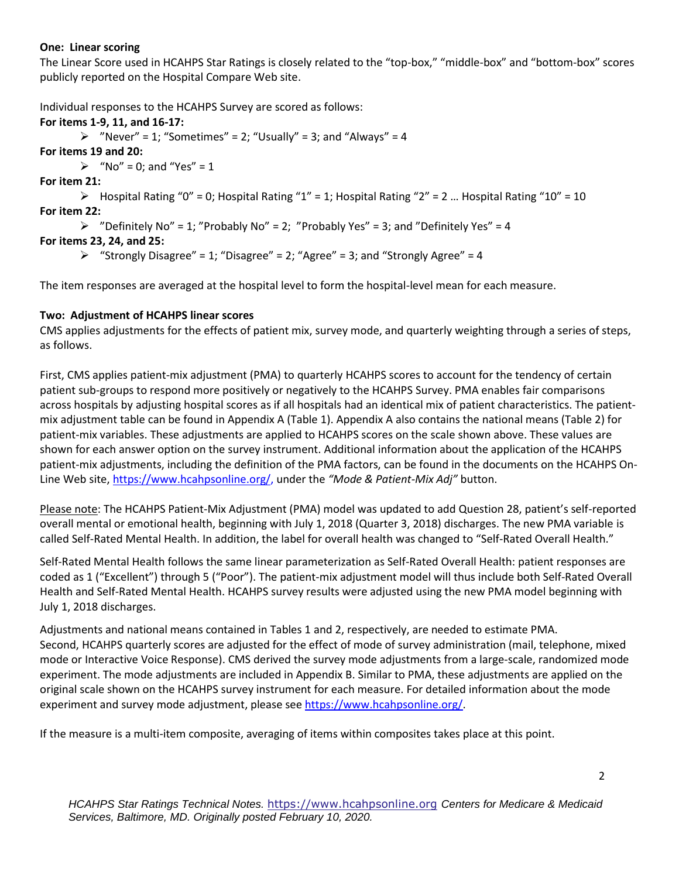**One: Linear scoring**

The Linear Score used in HCAHPS Star Ratings is closely related to the "top-box," "middle-box" and "bottom-box" scores publicly reported on the Hospital Compare Web site.

Individual responses to the HCAHPS Survey are scored as follows:

**For items 1-9, 11, and 16-17:**

- "Never" = 1; "Sometimes" = 2; "Usually" = 3; and "Always" = 4

**For items 19 and 20:**

- "No" = 0; and "Yes" = 1

**For item 21:**

- Hospital Rating "0" = 0; Hospital Rating "1" = 1; Hospital Rating "2" = 2 … Hospital Rating "10" = 10

**For item 22:**

- "Definitely No" = 1; "Probably No" = 2; "Probably Yes" = 3; and "Definitely Yes" = 4

**For items 23, 24, and 25:**

- "Strongly Disagree" = 1; "Disagree" = 2; "Agree" = 3; and "Strongly Agree" = 4

The item responses are averaged at the hospital level to form the hospital-level mean for each measure.

**Two: Adjustment of HCAHPS linear scores**

CMS applies adjustments for the effects of patient mix, survey mode, and quarterly weighting through a series of steps, as follows.

First, CMS applies patient-mix adjustment (PMA) to quarterly HCAHPS scores to account for the tendency of certain patient sub-groups to respond more positively or negatively to the HCAHPS Survey. PMA enables fair comparisons across hospitals by adjusting hospital scores as if all hospitals had an identical mix of patient characteristics. The patient-mix adjustment table can be found in Appendix A (Table 1). Appendix A also contains the national means (Table 2) for patient-mix variables. These adjustments are applied to HCAHPS scores on the scale shown above. These values are shown for each answer option on the survey instrument. Additional information about the application of the HCAHPS patient-mix adjustments, including the definition of the PMA factors, can be found in the documents on the HCAHPS On-Line Web site, https://www.hcahpsonline.org/, under the *"Mode & Patient-Mix Adj"* button.

Please note: The HCAHPS Patient-Mix Adjustment (PMA) model was updated to add Question 28, patient's self-reported overall mental or emotional health, beginning with July 1, 2018 (Quarter 3, 2018) discharges. The new PMA variable is called Self-Rated Mental Health. In addition, the label for overall health was changed to "Self-Rated Overall Health."

Self-Rated Mental Health follows the same linear parameterization as Self-Rated Overall Health: patient responses are coded as 1 ("Excellent") through 5 ("Poor"). The patient-mix adjustment model will thus include both Self-Rated Overall Health and Self-Rated Mental Health. HCAHPS survey results were adjusted using the new PMA model beginning with July 1, 2018 discharges.

Adjustments and national means contained in Tables 1 and 2, respectively, are needed to estimate PMA.
Second, HCAHPS quarterly scores are adjusted for the effect of mode of survey administration (mail, telephone, mixed mode or Interactive Voice Response). CMS derived the survey mode adjustments from a large-scale, randomized mode experiment. The mode adjustments are included in Appendix B. Similar to PMA, these adjustments are applied on the original scale shown on the HCAHPS survey instrument for each measure. For detailed information about the mode experiment and survey mode adjustment, please see https://www.hcahpsonline.org/.

If the measure is a multi-item composite, averaging of items within composites takes place at this point.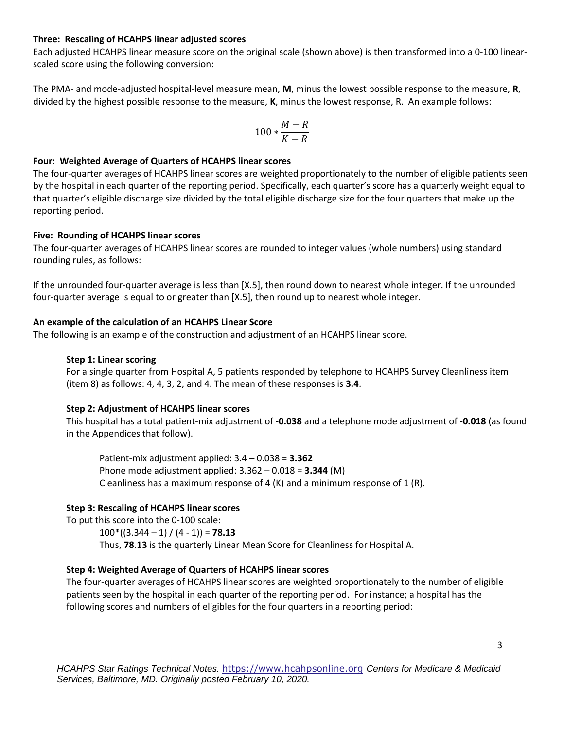### Three: Rescaling of HCAHPS linear adjusted scores

Each adjusted HCAHPS linear measure score on the original scale (shown above) is then transformed into a 0-100 linear-scaled score using the following conversion:

The PMA- and mode-adjusted hospital-level measure mean, **M**, minus the lowest possible response to the measure, **R**, divided by the highest possible response to the measure, **K**, minus the lowest response, R. An example follows:

$$100 * \frac{M - R}{K - R}$$

### Four: Weighted Average of Quarters of HCAHPS linear scores

The four-quarter averages of HCAHPS linear scores are weighted proportionately to the number of eligible patients seen by the hospital in each quarter of the reporting period. Specifically, each quarter's score has a quarterly weight equal to that quarter's eligible discharge size divided by the total eligible discharge size for the four quarters that make up the reporting period.

### Five: Rounding of HCAHPS linear scores

The four-quarter averages of HCAHPS linear scores are rounded to integer values (whole numbers) using standard rounding rules, as follows:

If the unrounded four-quarter average is less than [X.5], then round down to nearest whole integer. If the unrounded four-quarter average is equal to or greater than [X.5], then round up to nearest whole integer.

### An example of the calculation of an HCAHPS Linear Score

The following is an example of the construction and adjustment of an HCAHPS linear score.

#### Step 1: Linear scoring

For a single quarter from Hospital A, 5 patients responded by telephone to HCAHPS Survey Cleanliness item (item 8) as follows: 4, 4, 3, 2, and 4. The mean of these responses is **3.4**.

#### Step 2: Adjustment of HCAHPS linear scores

This hospital has a total patient-mix adjustment of **-0.038** and a telephone mode adjustment of **-0.018** (as found in the Appendices that follow).

Patient-mix adjustment applied: 3.4 – 0.038 = **3.362**
Phone mode adjustment applied: 3.362 – 0.018 = **3.344** (M)
Cleanliness has a maximum response of 4 (K) and a minimum response of 1 (R).

#### Step 3: Rescaling of HCAHPS linear scores

To put this score into the 0-100 scale:

100*((3.344 – 1) / (4 - 1)) = **78.13**

Thus, **78.13** is the quarterly Linear Mean Score for Cleanliness for Hospital A.

#### Step 4: Weighted Average of Quarters of HCAHPS linear scores

The four-quarter averages of HCAHPS linear scores are weighted proportionately to the number of eligible patients seen by the hospital in each quarter of the reporting period. For instance; a hospital has the following scores and numbers of eligibles for the four quarters in a reporting period: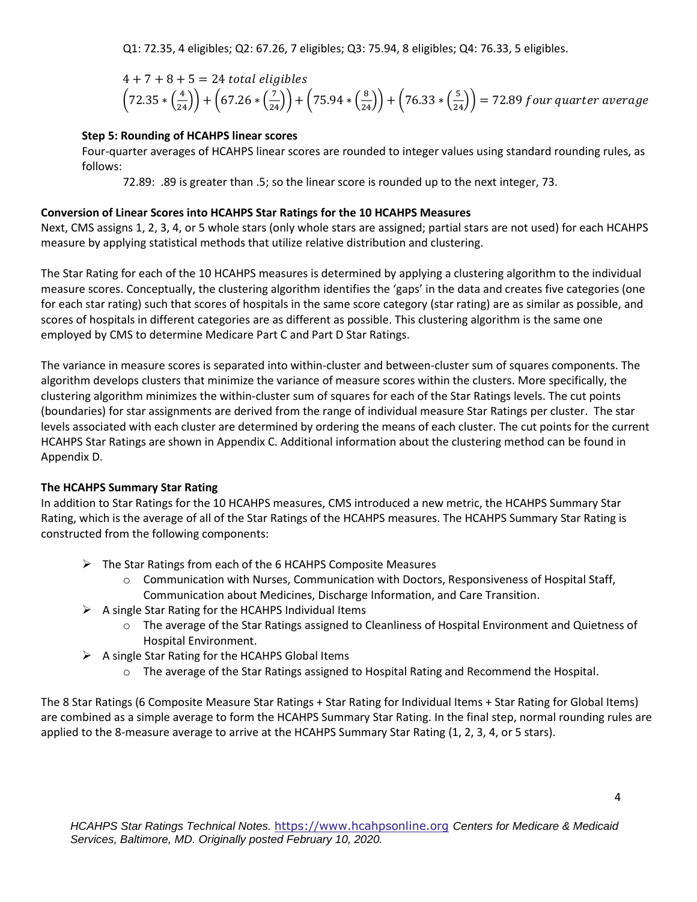Q1: 72.35, 4 eligibles; Q2: 67.26, 7 eligibles; Q3: 75.94, 8 eligibles; Q4: 76.33, 5 eligibles.

$$4 + 7 + 8 + 5 = 24 \; total\; eligibles$$

$$\left(72.35 * \left(\frac{4}{24}\right)\right) + \left(67.26 * \left(\frac{7}{24}\right)\right) + \left(75.94 * \left(\frac{8}{24}\right)\right) + \left(76.33 * \left(\frac{5}{24}\right)\right) = 72.89 \; four\; quarter\; average$$

**Step 5: Rounding of HCAHPS linear scores**

Four-quarter averages of HCAHPS linear scores are rounded to integer values using standard rounding rules, as follows:

72.89: .89 is greater than .5; so the linear score is rounded up to the next integer, 73.

**Conversion of Linear Scores into HCAHPS Star Ratings for the 10 HCAHPS Measures**

Next, CMS assigns 1, 2, 3, 4, or 5 whole stars (only whole stars are assigned; partial stars are not used) for each HCAHPS measure by applying statistical methods that utilize relative distribution and clustering.

The Star Rating for each of the 10 HCAHPS measures is determined by applying a clustering algorithm to the individual measure scores. Conceptually, the clustering algorithm identifies the 'gaps' in the data and creates five categories (one for each star rating) such that scores of hospitals in the same score category (star rating) are as similar as possible, and scores of hospitals in different categories are as different as possible. This clustering algorithm is the same one employed by CMS to determine Medicare Part C and Part D Star Ratings.

The variance in measure scores is separated into within-cluster and between-cluster sum of squares components. The algorithm develops clusters that minimize the variance of measure scores within the clusters. More specifically, the clustering algorithm minimizes the within-cluster sum of squares for each of the Star Ratings levels. The cut points (boundaries) for star assignments are derived from the range of individual measure Star Ratings per cluster. The star levels associated with each cluster are determined by ordering the means of each cluster. The cut points for the current HCAHPS Star Ratings are shown in Appendix C. Additional information about the clustering method can be found in Appendix D.

**The HCAHPS Summary Star Rating**

In addition to Star Ratings for the 10 HCAHPS measures, CMS introduced a new metric, the HCAHPS Summary Star Rating, which is the average of all of the Star Ratings of the HCAHPS measures. The HCAHPS Summary Star Rating is constructed from the following components:

- The Star Ratings from each of the 6 HCAHPS Composite Measures
  - Communication with Nurses, Communication with Doctors, Responsiveness of Hospital Staff, Communication about Medicines, Discharge Information, and Care Transition.
- A single Star Rating for the HCAHPS Individual Items
  - The average of the Star Ratings assigned to Cleanliness of Hospital Environment and Quietness of Hospital Environment.
- A single Star Rating for the HCAHPS Global Items
  - The average of the Star Ratings assigned to Hospital Rating and Recommend the Hospital.

The 8 Star Ratings (6 Composite Measure Star Ratings + Star Rating for Individual Items + Star Rating for Global Items) are combined as a simple average to form the HCAHPS Summary Star Rating. In the final step, normal rounding rules are applied to the 8-measure average to arrive at the HCAHPS Summary Star Rating (1, 2, 3, 4, or 5 stars).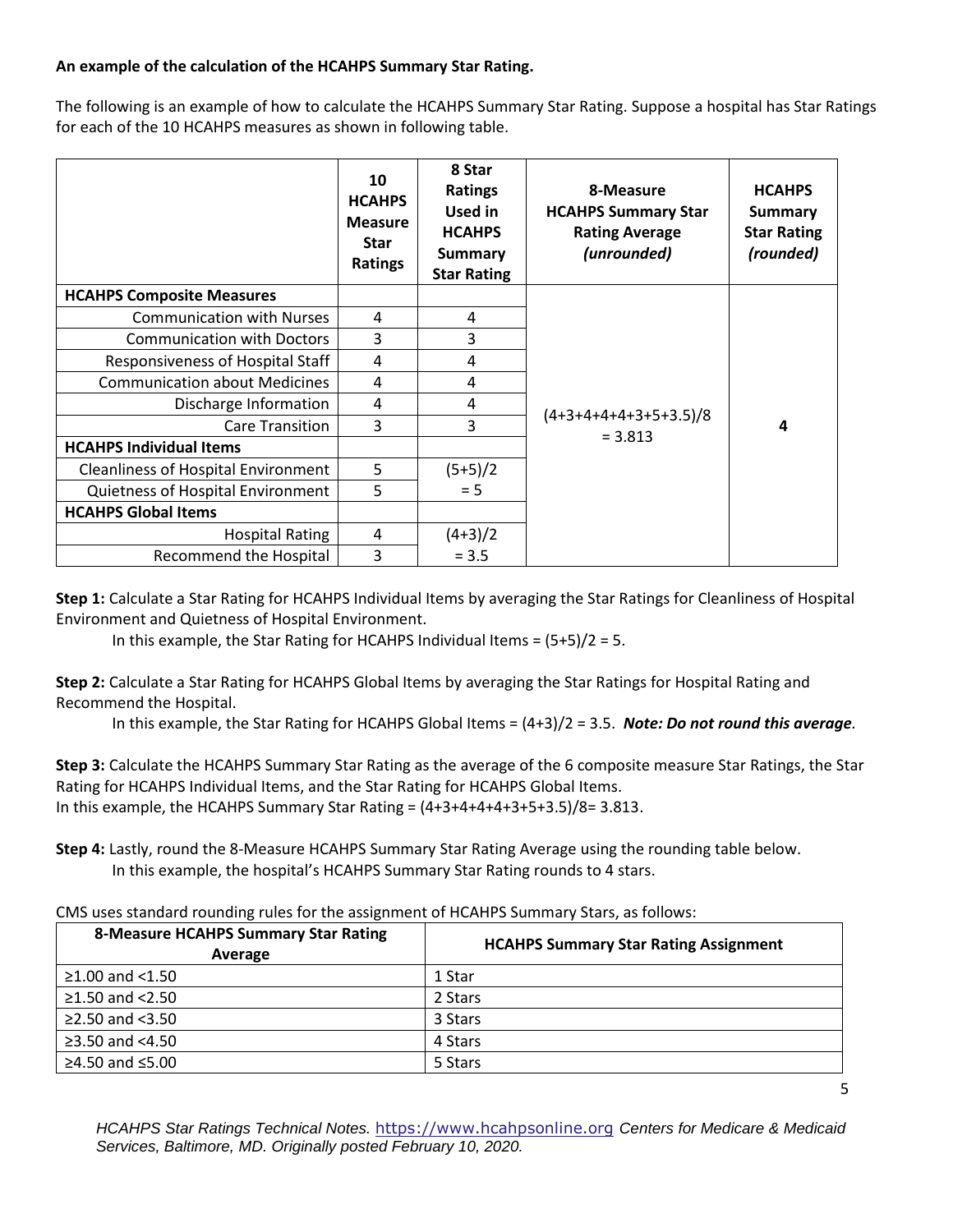**An example of the calculation of the HCAHPS Summary Star Rating.**

The following is an example of how to calculate the HCAHPS Summary Star Rating. Suppose a hospital has Star Ratings for each of the 10 HCAHPS measures as shown in following table.

| | 10 HCAHPS Measure Star Ratings | 8 Star Ratings Used in HCAHPS Summary Star Rating | 8-Measure HCAHPS Summary Star Rating Average *(unrounded)* | HCAHPS Summary Star Rating *(rounded)* |
|---|---|---|---|---|
| **HCAHPS Composite Measures** | | | (4+3+4+4+4+3+5+3.5)/8 = 3.813 | **4** |
| Communication with Nurses | 4 | 4 | | |
| Communication with Doctors | 3 | 3 | | |
| Responsiveness of Hospital Staff | 4 | 4 | | |
| Communication about Medicines | 4 | 4 | | |
| Discharge Information | 4 | 4 | | |
| Care Transition | 3 | 3 | | |
| **HCAHPS Individual Items** | | | | |
| Cleanliness of Hospital Environment | 5 | (5+5)/2 = 5 | | |
| Quietness of Hospital Environment | 5 | | | |
| **HCAHPS Global Items** | | | | |
| Hospital Rating | 4 | (4+3)/2 = 3.5 | | |
| Recommend the Hospital | 3 | | | |

**Step 1:** Calculate a Star Rating for HCAHPS Individual Items by averaging the Star Ratings for Cleanliness of Hospital Environment and Quietness of Hospital Environment.

In this example, the Star Rating for HCAHPS Individual Items = (5+5)/2 = 5.

**Step 2:** Calculate a Star Rating for HCAHPS Global Items by averaging the Star Ratings for Hospital Rating and Recommend the Hospital.

In this example, the Star Rating for HCAHPS Global Items = (4+3)/2 = 3.5. ***Note: Do not round this average***.

**Step 3:** Calculate the HCAHPS Summary Star Rating as the average of the 6 composite measure Star Ratings, the Star Rating for HCAHPS Individual Items, and the Star Rating for HCAHPS Global Items.
In this example, the HCAHPS Summary Star Rating = (4+3+4+4+4+3+5+3.5)/8= 3.813.

**Step 4:** Lastly, round the 8-Measure HCAHPS Summary Star Rating Average using the rounding table below.

In this example, the hospital's HCAHPS Summary Star Rating rounds to 4 stars.

CMS uses standard rounding rules for the assignment of HCAHPS Summary Stars, as follows:

| 8-Measure HCAHPS Summary Star Rating Average | HCAHPS Summary Star Rating Assignment |
|---|---|
| ≥1.00 and <1.50 | 1 Star |
| ≥1.50 and <2.50 | 2 Stars |
| ≥2.50 and <3.50 | 3 Stars |
| ≥3.50 and <4.50 | 4 Stars |
| ≥4.50 and ≤5.00 | 5 Stars |

*HCAHPS Star Ratings Technical Notes.* https://www.hcahpsonline.org *Centers for Medicare & Medicaid Services, Baltimore, MD. Originally posted February 10, 2020.*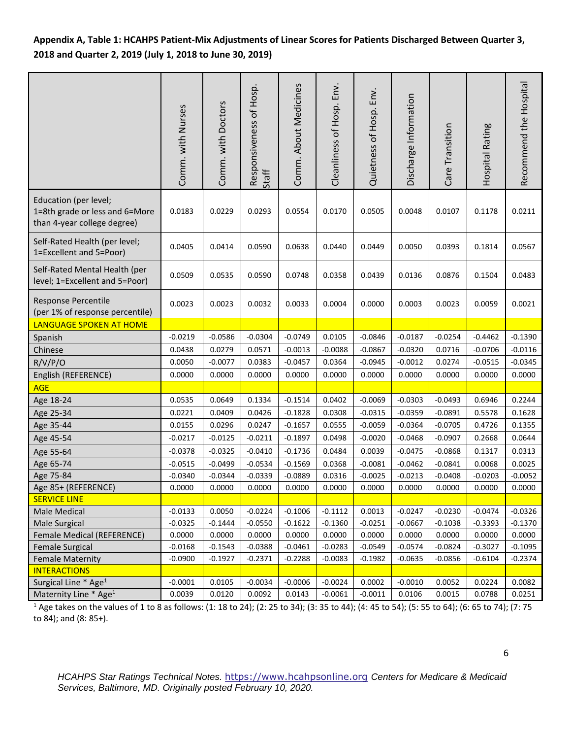**Appendix A, Table 1: HCAHPS Patient-Mix Adjustments of Linear Scores for Patients Discharged Between Quarter 3, 2018 and Quarter 2, 2019 (July 1, 2018 to June 30, 2019)**

| | Comm. with Nurses | Comm. with Doctors | Responsiveness of Hosp. Staff | Comm. About Medicines | Cleanliness of Hosp. Env. | Quietness of Hosp. Env. | Discharge Information | Care Transition | Hospital Rating | Recommend the Hospital |
|---|---|---|---|---|---|---|---|---|---|---|
| Education (per level; 1=8th grade or less and 6=More than 4-year college degree) | 0.0183 | 0.0229 | 0.0293 | 0.0554 | 0.0170 | 0.0505 | 0.0048 | 0.0107 | 0.1178 | 0.0211 |
| Self-Rated Health (per level; 1=Excellent and 5=Poor) | 0.0405 | 0.0414 | 0.0590 | 0.0638 | 0.0440 | 0.0449 | 0.0050 | 0.0393 | 0.1814 | 0.0567 |
| Self-Rated Mental Health (per level; 1=Excellent and 5=Poor) | 0.0509 | 0.0535 | 0.0590 | 0.0748 | 0.0358 | 0.0439 | 0.0136 | 0.0876 | 0.1504 | 0.0483 |
| Response Percentile (per 1% of response percentile) | 0.0023 | 0.0023 | 0.0032 | 0.0033 | 0.0004 | 0.0000 | 0.0003 | 0.0023 | 0.0059 | 0.0021 |
| **LANGUAGE SPOKEN AT HOME** | | | | | | | | | | |
| Spanish | -0.0219 | -0.0586 | -0.0304 | -0.0749 | 0.0105 | -0.0846 | -0.0187 | -0.0254 | -0.4462 | -0.1390 |
| Chinese | 0.0438 | 0.0279 | 0.0571 | -0.0013 | -0.0088 | -0.0867 | -0.0320 | 0.0716 | -0.0706 | -0.0116 |
| R/V/P/O | 0.0050 | -0.0077 | 0.0383 | -0.0457 | 0.0364 | -0.0945 | -0.0012 | 0.0274 | -0.0515 | -0.0345 |
| English (REFERENCE) | 0.0000 | 0.0000 | 0.0000 | 0.0000 | 0.0000 | 0.0000 | 0.0000 | 0.0000 | 0.0000 | 0.0000 |
| **AGE** | | | | | | | | | | |
| Age 18-24 | 0.0535 | 0.0649 | 0.1334 | -0.1514 | 0.0402 | -0.0069 | -0.0303 | -0.0493 | 0.6946 | 0.2244 |
| Age 25-34 | 0.0221 | 0.0409 | 0.0426 | -0.1828 | 0.0308 | -0.0315 | -0.0359 | -0.0891 | 0.5578 | 0.1628 |
| Age 35-44 | 0.0155 | 0.0296 | 0.0247 | -0.1657 | 0.0555 | -0.0059 | -0.0364 | -0.0705 | 0.4726 | 0.1355 |
| Age 45-54 | -0.0217 | -0.0125 | -0.0211 | -0.1897 | 0.0498 | -0.0020 | -0.0468 | -0.0907 | 0.2668 | 0.0644 |
| Age 55-64 | -0.0378 | -0.0325 | -0.0410 | -0.1736 | 0.0484 | 0.0039 | -0.0475 | -0.0868 | 0.1317 | 0.0313 |
| Age 65-74 | -0.0515 | -0.0499 | -0.0534 | -0.1569 | 0.0368 | -0.0081 | -0.0462 | -0.0841 | 0.0068 | 0.0025 |
| Age 75-84 | -0.0340 | -0.0344 | -0.0339 | -0.0889 | 0.0316 | -0.0025 | -0.0213 | -0.0408 | -0.0203 | -0.0052 |
| Age 85+ (REFERENCE) | 0.0000 | 0.0000 | 0.0000 | 0.0000 | 0.0000 | 0.0000 | 0.0000 | 0.0000 | 0.0000 | 0.0000 |
| **SERVICE LINE** | | | | | | | | | | |
| Male Medical | -0.0133 | 0.0050 | -0.0224 | -0.1006 | -0.1112 | 0.0013 | -0.0247 | -0.0230 | -0.0474 | -0.0326 |
| Male Surgical | -0.0325 | -0.1444 | -0.0550 | -0.1622 | -0.1360 | -0.0251 | -0.0667 | -0.1038 | -0.3393 | -0.1370 |
| Female Medical (REFERENCE) | 0.0000 | 0.0000 | 0.0000 | 0.0000 | 0.0000 | 0.0000 | 0.0000 | 0.0000 | 0.0000 | 0.0000 |
| Female Surgical | -0.0168 | -0.1543 | -0.0388 | -0.0461 | -0.0283 | -0.0549 | -0.0574 | -0.0824 | -0.3027 | -0.1095 |
| Female Maternity | -0.0900 | -0.1927 | -0.2371 | -0.2288 | -0.0083 | -0.1982 | -0.0635 | -0.0856 | -0.6104 | -0.2374 |
| **INTERACTIONS** | | | | | | | | | | |
| Surgical Line * Age[1] | -0.0001 | 0.0105 | -0.0034 | -0.0006 | -0.0024 | 0.0002 | -0.0010 | 0.0052 | 0.0224 | 0.0082 |
| Maternity Line * Age[1] | 0.0039 | 0.0120 | 0.0092 | 0.0143 | -0.0061 | -0.0011 | 0.0106 | 0.0015 | 0.0788 | 0.0251 |

[1] Age takes on the values of 1 to 8 as follows: (1: 18 to 24); (2: 25 to 34); (3: 35 to 44); (4: 45 to 54); (5: 55 to 64); (6: 65 to 74); (7: 75 to 84); and (8: 85+).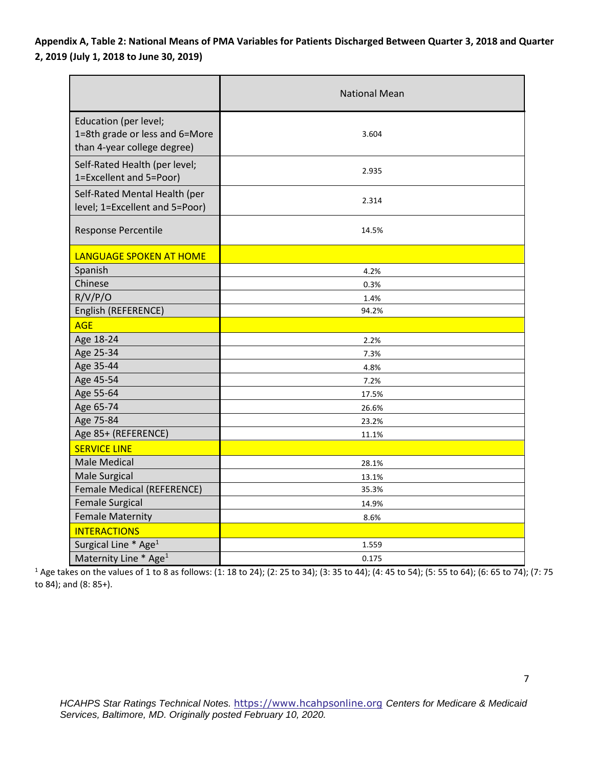**Appendix A, Table 2: National Means of PMA Variables for Patients Discharged Between Quarter 3, 2018 and Quarter 2, 2019 (July 1, 2018 to June 30, 2019)**

| | National Mean |
|---|---|
| Education (per level; 1=8th grade or less and 6=More than 4-year college degree) | 3.604 |
| Self-Rated Health (per level; 1=Excellent and 5=Poor) | 2.935 |
| Self-Rated Mental Health (per level; 1=Excellent and 5=Poor) | 2.314 |
| Response Percentile | 14.5% |
| LANGUAGE SPOKEN AT HOME | |
| Spanish | 4.2% |
| Chinese | 0.3% |
| R/V/P/O | 1.4% |
| English (REFERENCE) | 94.2% |
| AGE | |
| Age 18-24 | 2.2% |
| Age 25-34 | 7.3% |
| Age 35-44 | 4.8% |
| Age 45-54 | 7.2% |
| Age 55-64 | 17.5% |
| Age 65-74 | 26.6% |
| Age 75-84 | 23.2% |
| Age 85+ (REFERENCE) | 11.1% |
| SERVICE LINE | |
| Male Medical | 28.1% |
| Male Surgical | 13.1% |
| Female Medical (REFERENCE) | 35.3% |
| Female Surgical | 14.9% |
| Female Maternity | 8.6% |
| INTERACTIONS | |
| Surgical Line * Age[1] | 1.559 |
| Maternity Line * Age[1] | 0.175 |

[1] Age takes on the values of 1 to 8 as follows: (1: 18 to 24); (2: 25 to 34); (3: 35 to 44); (4: 45 to 54); (5: 55 to 64); (6: 65 to 74); (7: 75 to 84); and (8: 85+).

*HCAHPS Star Ratings Technical Notes.* https://www.hcahpsonline.org *Centers for Medicare & Medicaid Services, Baltimore, MD. Originally posted February 10, 2020.*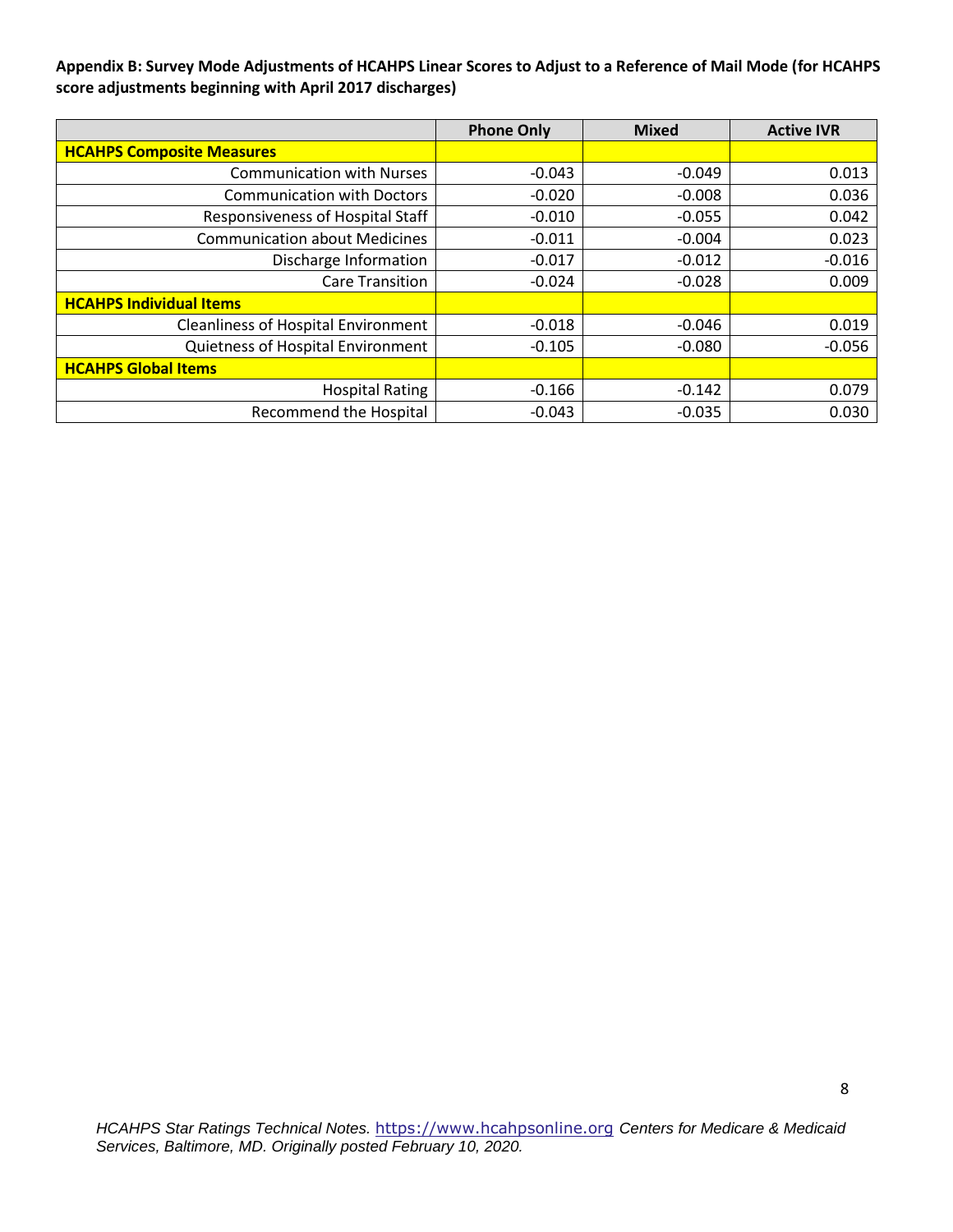**Appendix B: Survey Mode Adjustments of HCAHPS Linear Scores to Adjust to a Reference of Mail Mode (for HCAHPS score adjustments beginning with April 2017 discharges)**

| | Phone Only | Mixed | Active IVR |
|---|---|---|---|
| **HCAHPS Composite Measures** | | | |
| Communication with Nurses | -0.043 | -0.049 | 0.013 |
| Communication with Doctors | -0.020 | -0.008 | 0.036 |
| Responsiveness of Hospital Staff | -0.010 | -0.055 | 0.042 |
| Communication about Medicines | -0.011 | -0.004 | 0.023 |
| Discharge Information | -0.017 | -0.012 | -0.016 |
| Care Transition | -0.024 | -0.028 | 0.009 |
| **HCAHPS Individual Items** | | | |
| Cleanliness of Hospital Environment | -0.018 | -0.046 | 0.019 |
| Quietness of Hospital Environment | -0.105 | -0.080 | -0.056 |
| **HCAHPS Global Items** | | | |
| Hospital Rating | -0.166 | -0.142 | 0.079 |
| Recommend the Hospital | -0.043 | -0.035 | 0.030 |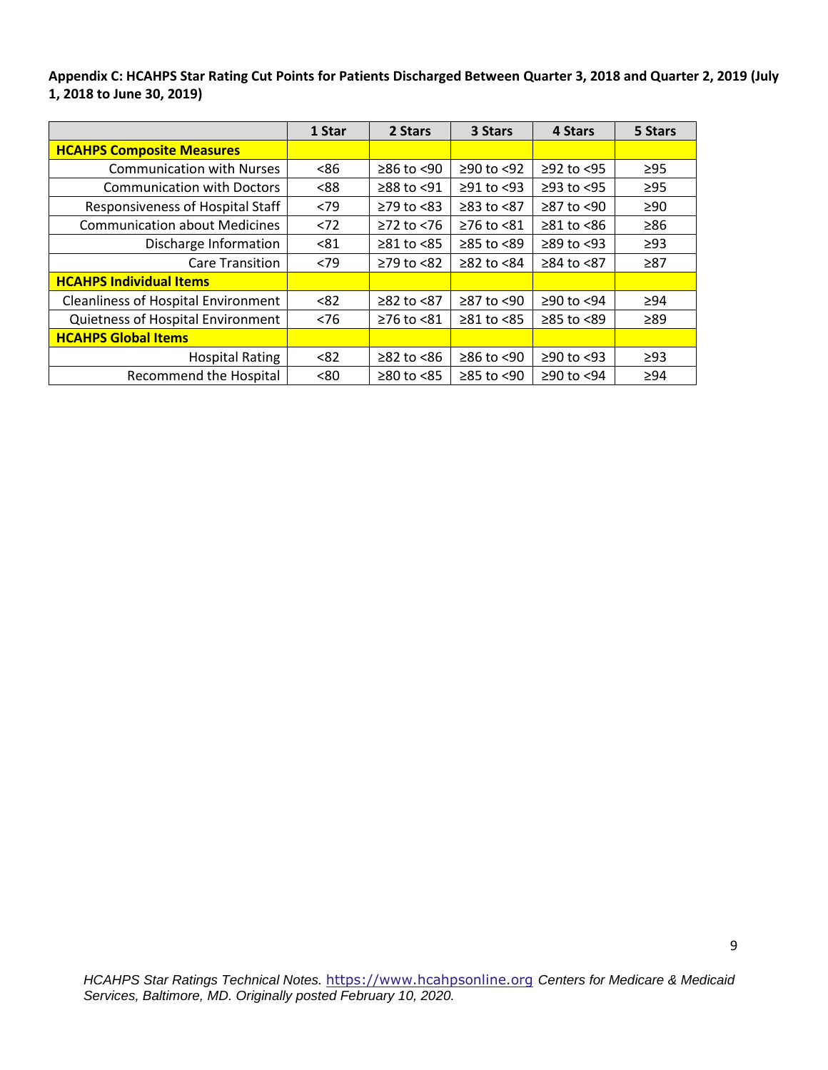**Appendix C: HCAHPS Star Rating Cut Points for Patients Discharged Between Quarter 3, 2018 and Quarter 2, 2019 (July 1, 2018 to June 30, 2019)**

| | 1 Star | 2 Stars | 3 Stars | 4 Stars | 5 Stars |
|---|---|---|---|---|---|
| **HCAHPS Composite Measures** | | | | | |
| Communication with Nurses | <86 | ≥86 to <90 | ≥90 to <92 | ≥92 to <95 | ≥95 |
| Communication with Doctors | <88 | ≥88 to <91 | ≥91 to <93 | ≥93 to <95 | ≥95 |
| Responsiveness of Hospital Staff | <79 | ≥79 to <83 | ≥83 to <87 | ≥87 to <90 | ≥90 |
| Communication about Medicines | <72 | ≥72 to <76 | ≥76 to <81 | ≥81 to <86 | ≥86 |
| Discharge Information | <81 | ≥81 to <85 | ≥85 to <89 | ≥89 to <93 | ≥93 |
| Care Transition | <79 | ≥79 to <82 | ≥82 to <84 | ≥84 to <87 | ≥87 |
| **HCAHPS Individual Items** | | | | | |
| Cleanliness of Hospital Environment | <82 | ≥82 to <87 | ≥87 to <90 | ≥90 to <94 | ≥94 |
| Quietness of Hospital Environment | <76 | ≥76 to <81 | ≥81 to <85 | ≥85 to <89 | ≥89 |
| **HCAHPS Global Items** | | | | | |
| Hospital Rating | <82 | ≥82 to <86 | ≥86 to <90 | ≥90 to <93 | ≥93 |
| Recommend the Hospital | <80 | ≥80 to <85 | ≥85 to <90 | ≥90 to <94 | ≥94 |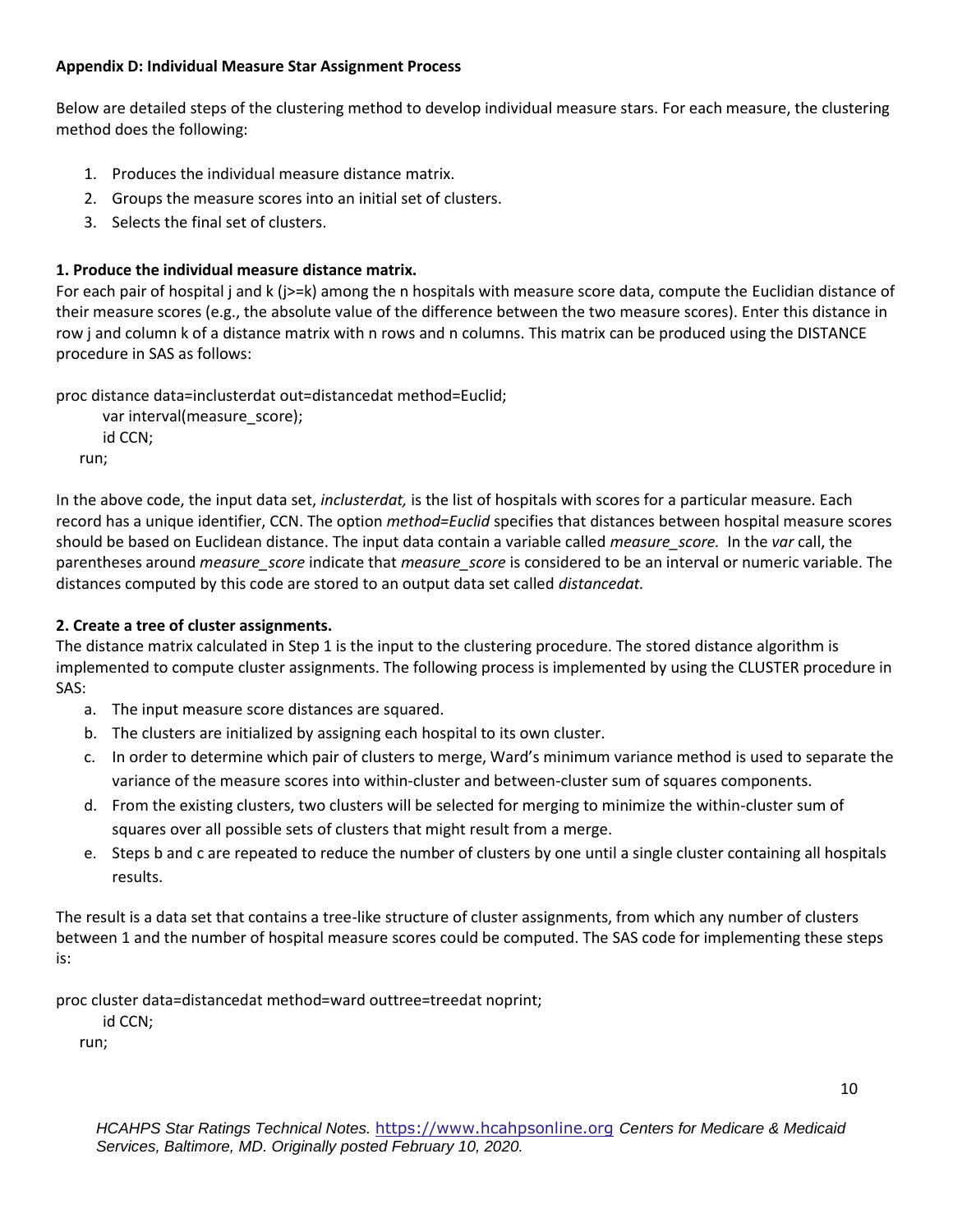**Appendix D: Individual Measure Star Assignment Process**

Below are detailed steps of the clustering method to develop individual measure stars. For each measure, the clustering method does the following:

1. Produces the individual measure distance matrix.
2. Groups the measure scores into an initial set of clusters.
3. Selects the final set of clusters.

**1. Produce the individual measure distance matrix.**

For each pair of hospital j and k (j>=k) among the n hospitals with measure score data, compute the Euclidian distance of their measure scores (e.g., the absolute value of the difference between the two measure scores). Enter this distance in row j and column k of a distance matrix with n rows and n columns. This matrix can be produced using the DISTANCE procedure in SAS as follows:

```
proc distance data=inclusterdat out=distancedat method=Euclid;
    var interval(measure_score);
    id CCN;
run;
```

In the above code, the input data set, *inclusterdat,* is the list of hospitals with scores for a particular measure. Each record has a unique identifier, CCN. The option *method=Euclid* specifies that distances between hospital measure scores should be based on Euclidean distance. The input data contain a variable called *measure_score.* In the *var* call, the parentheses around *measure_score* indicate that *measure_score* is considered to be an interval or numeric variable. The distances computed by this code are stored to an output data set called *distancedat.*

**2. Create a tree of cluster assignments.**

The distance matrix calculated in Step 1 is the input to the clustering procedure. The stored distance algorithm is implemented to compute cluster assignments. The following process is implemented by using the CLUSTER procedure in SAS:

a. The input measure score distances are squared.
b. The clusters are initialized by assigning each hospital to its own cluster.
c. In order to determine which pair of clusters to merge, Ward's minimum variance method is used to separate the variance of the measure scores into within-cluster and between-cluster sum of squares components.
d. From the existing clusters, two clusters will be selected for merging to minimize the within-cluster sum of squares over all possible sets of clusters that might result from a merge.
e. Steps b and c are repeated to reduce the number of clusters by one until a single cluster containing all hospitals results.

The result is a data set that contains a tree-like structure of cluster assignments, from which any number of clusters between 1 and the number of hospital measure scores could be computed. The SAS code for implementing these steps is:

```
proc cluster data=distancedat method=ward outtree=treedat noprint;
    id CCN;
run;
```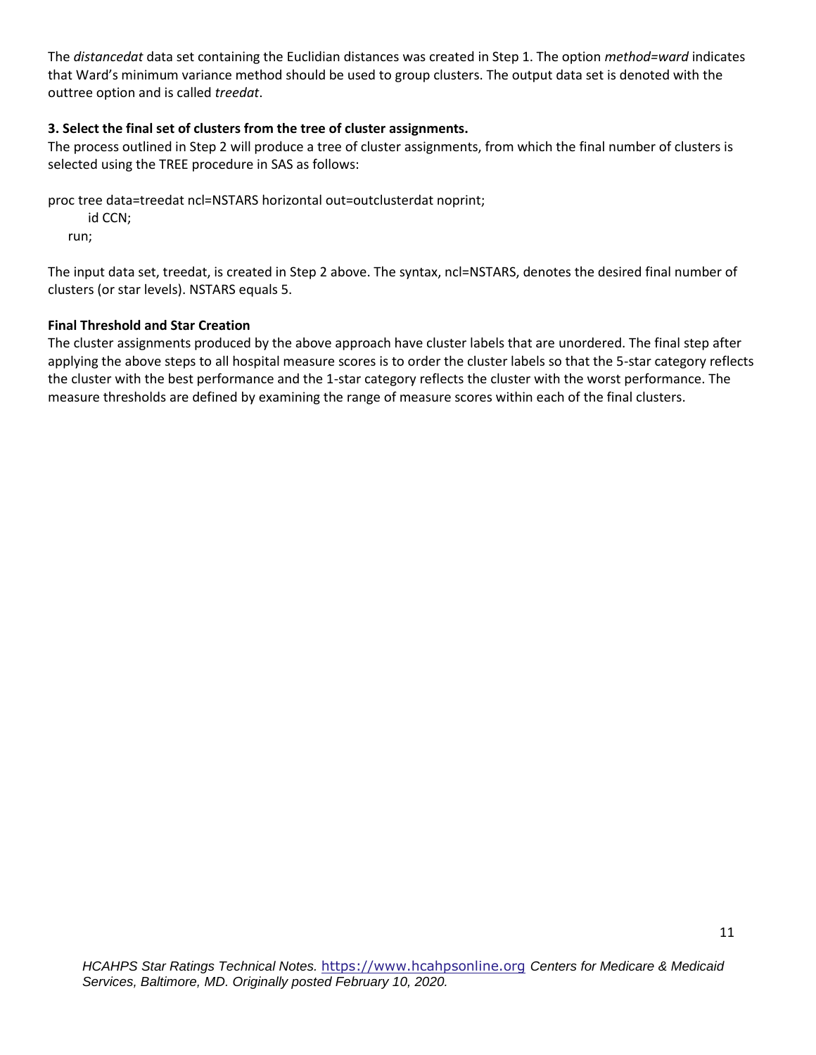The *distancedat* data set containing the Euclidian distances was created in Step 1. The option *method=ward* indicates that Ward's minimum variance method should be used to group clusters. The output data set is denoted with the outtree option and is called *treedat*.

**3. Select the final set of clusters from the tree of cluster assignments.**

The process outlined in Step 2 will produce a tree of cluster assignments, from which the final number of clusters is selected using the TREE procedure in SAS as follows:

```
proc tree data=treedat ncl=NSTARS horizontal out=outclusterdat noprint;
        id CCN;
    run;
```

The input data set, treedat, is created in Step 2 above. The syntax, ncl=NSTARS, denotes the desired final number of clusters (or star levels). NSTARS equals 5.

**Final Threshold and Star Creation**

The cluster assignments produced by the above approach have cluster labels that are unordered. The final step after applying the above steps to all hospital measure scores is to order the cluster labels so that the 5-star category reflects the cluster with the best performance and the 1-star category reflects the cluster with the worst performance. The measure thresholds are defined by examining the range of measure scores within each of the final clusters.